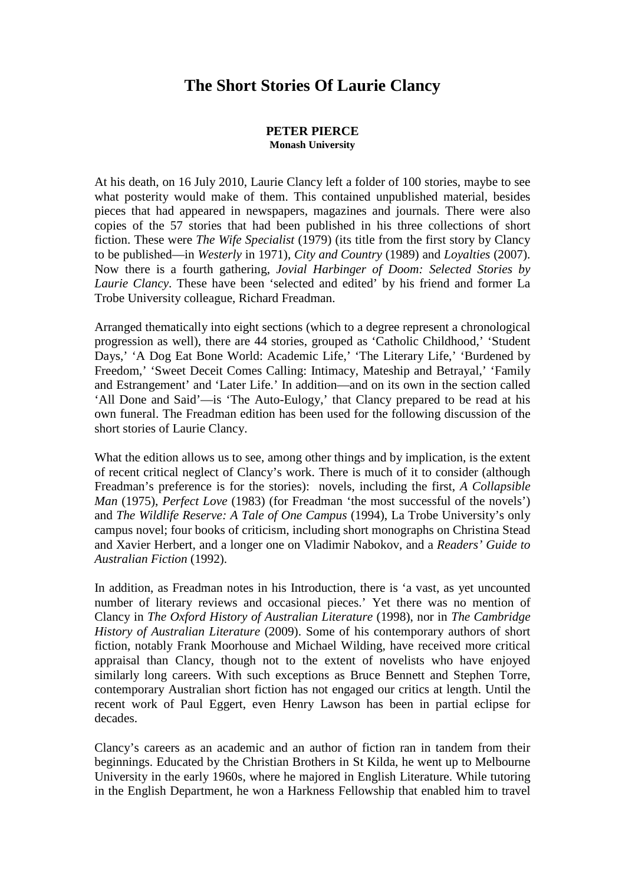# The Short Stories Of Laurie Clancy

**PETER PIERCE**
**Monash University**

At his death, on 16 July 2010, Laurie Clancy left a folder of 100 stories, maybe to see what posterity would make of them. This contained unpublished material, besides pieces that had appeared in newspapers, magazines and journals. There were also copies of the 57 stories that had been published in his three collections of short fiction. These were *The Wife Specialist* (1979) (its title from the first story by Clancy to be published—in *Westerly* in 1971), *City and Country* (1989) and *Loyalties* (2007). Now there is a fourth gathering, *Jovial Harbinger of Doom: Selected Stories by Laurie Clancy*. These have been 'selected and edited' by his friend and former La Trobe University colleague, Richard Freadman.

Arranged thematically into eight sections (which to a degree represent a chronological progression as well), there are 44 stories, grouped as 'Catholic Childhood,' 'Student Days,' 'A Dog Eat Bone World: Academic Life,' 'The Literary Life,' 'Burdened by Freedom,' 'Sweet Deceit Comes Calling: Intimacy, Mateship and Betrayal,' 'Family and Estrangement' and 'Later Life.' In addition—and on its own in the section called 'All Done and Said'—is 'The Auto-Eulogy,' that Clancy prepared to be read at his own funeral. The Freadman edition has been used for the following discussion of the short stories of Laurie Clancy.

What the edition allows us to see, among other things and by implication, is the extent of recent critical neglect of Clancy's work. There is much of it to consider (although Freadman's preference is for the stories): novels, including the first, *A Collapsible Man* (1975), *Perfect Love* (1983) (for Freadman 'the most successful of the novels') and *The Wildlife Reserve: A Tale of One Campus* (1994), La Trobe University's only campus novel; four books of criticism, including short monographs on Christina Stead and Xavier Herbert, and a longer one on Vladimir Nabokov, and a *Readers' Guide to Australian Fiction* (1992).

In addition, as Freadman notes in his Introduction, there is 'a vast, as yet uncounted number of literary reviews and occasional pieces.' Yet there was no mention of Clancy in *The Oxford History of Australian Literature* (1998), nor in *The Cambridge History of Australian Literature* (2009). Some of his contemporary authors of short fiction, notably Frank Moorhouse and Michael Wilding, have received more critical appraisal than Clancy, though not to the extent of novelists who have enjoyed similarly long careers. With such exceptions as Bruce Bennett and Stephen Torre, contemporary Australian short fiction has not engaged our critics at length. Until the recent work of Paul Eggert, even Henry Lawson has been in partial eclipse for decades.

Clancy's careers as an academic and an author of fiction ran in tandem from their beginnings. Educated by the Christian Brothers in St Kilda, he went up to Melbourne University in the early 1960s, where he majored in English Literature. While tutoring in the English Department, he won a Harkness Fellowship that enabled him to travel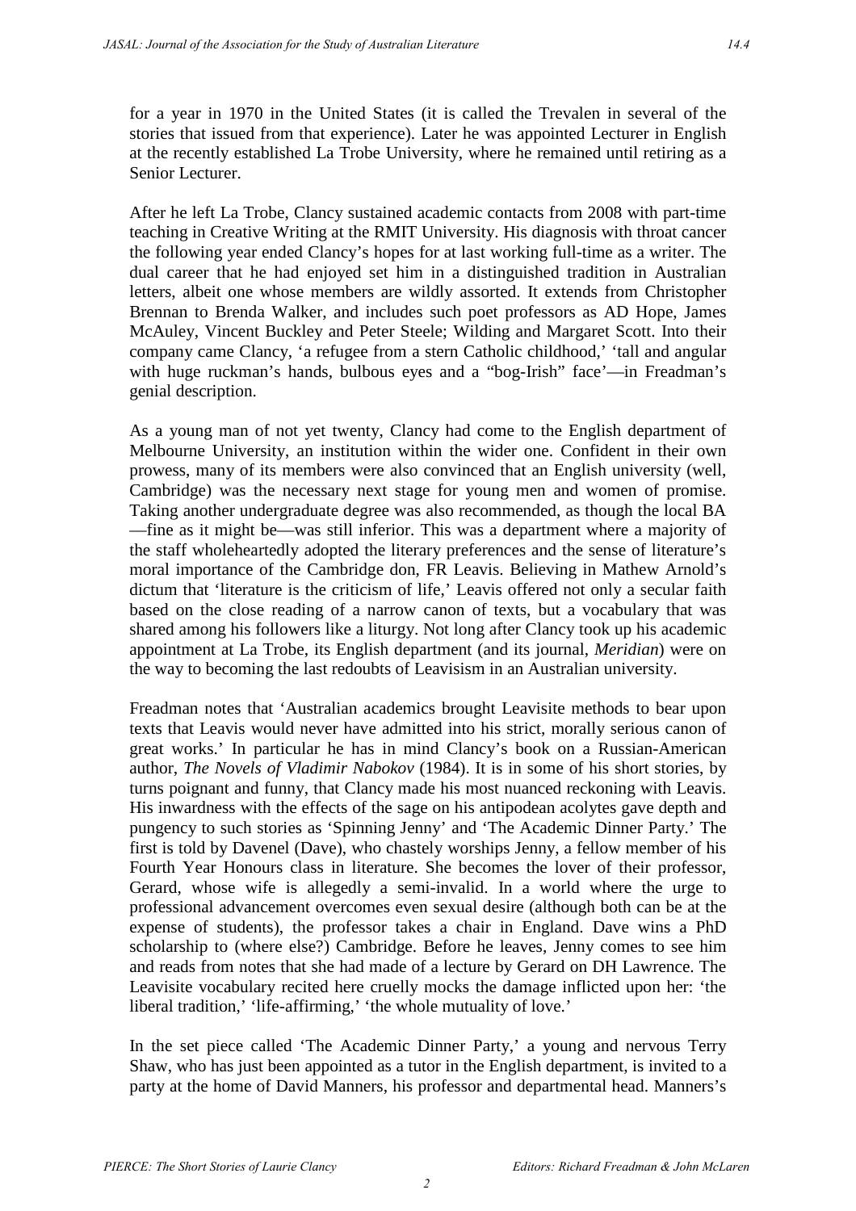for a year in 1970 in the United States (it is called the Trevalen in several of the stories that issued from that experience). Later he was appointed Lecturer in English at the recently established La Trobe University, where he remained until retiring as a Senior Lecturer.

After he left La Trobe, Clancy sustained academic contacts from 2008 with part-time teaching in Creative Writing at the RMIT University. His diagnosis with throat cancer the following year ended Clancy's hopes for at last working full-time as a writer. The dual career that he had enjoyed set him in a distinguished tradition in Australian letters, albeit one whose members are wildly assorted. It extends from Christopher Brennan to Brenda Walker, and includes such poet professors as AD Hope, James McAuley, Vincent Buckley and Peter Steele; Wilding and Margaret Scott. Into their company came Clancy, 'a refugee from a stern Catholic childhood,' 'tall and angular with huge ruckman's hands, bulbous eyes and a "bog-Irish" face'—in Freadman's genial description.

As a young man of not yet twenty, Clancy had come to the English department of Melbourne University, an institution within the wider one. Confident in their own prowess, many of its members were also convinced that an English university (well, Cambridge) was the necessary next stage for young men and women of promise. Taking another undergraduate degree was also recommended, as though the local BA—fine as it might be—was still inferior. This was a department where a majority of the staff wholeheartedly adopted the literary preferences and the sense of literature's moral importance of the Cambridge don, FR Leavis. Believing in Mathew Arnold's dictum that 'literature is the criticism of life,' Leavis offered not only a secular faith based on the close reading of a narrow canon of texts, but a vocabulary that was shared among his followers like a liturgy. Not long after Clancy took up his academic appointment at La Trobe, its English department (and its journal, *Meridian*) were on the way to becoming the last redoubts of Leavisism in an Australian university.

Freadman notes that 'Australian academics brought Leavisite methods to bear upon texts that Leavis would never have admitted into his strict, morally serious canon of great works.' In particular he has in mind Clancy's book on a Russian-American author, *The Novels of Vladimir Nabokov* (1984). It is in some of his short stories, by turns poignant and funny, that Clancy made his most nuanced reckoning with Leavis. His inwardness with the effects of the sage on his antipodean acolytes gave depth and pungency to such stories as 'Spinning Jenny' and 'The Academic Dinner Party.' The first is told by Davenel (Dave), who chastely worships Jenny, a fellow member of his Fourth Year Honours class in literature. She becomes the lover of their professor, Gerard, whose wife is allegedly a semi-invalid. In a world where the urge to professional advancement overcomes even sexual desire (although both can be at the expense of students), the professor takes a chair in England. Dave wins a PhD scholarship to (where else?) Cambridge. Before he leaves, Jenny comes to see him and reads from notes that she had made of a lecture by Gerard on DH Lawrence. The Leavisite vocabulary recited here cruelly mocks the damage inflicted upon her: 'the liberal tradition,' 'life-affirming,' 'the whole mutuality of love.'

In the set piece called 'The Academic Dinner Party,' a young and nervous Terry Shaw, who has just been appointed as a tutor in the English department, is invited to a party at the home of David Manners, his professor and departmental head. Manners's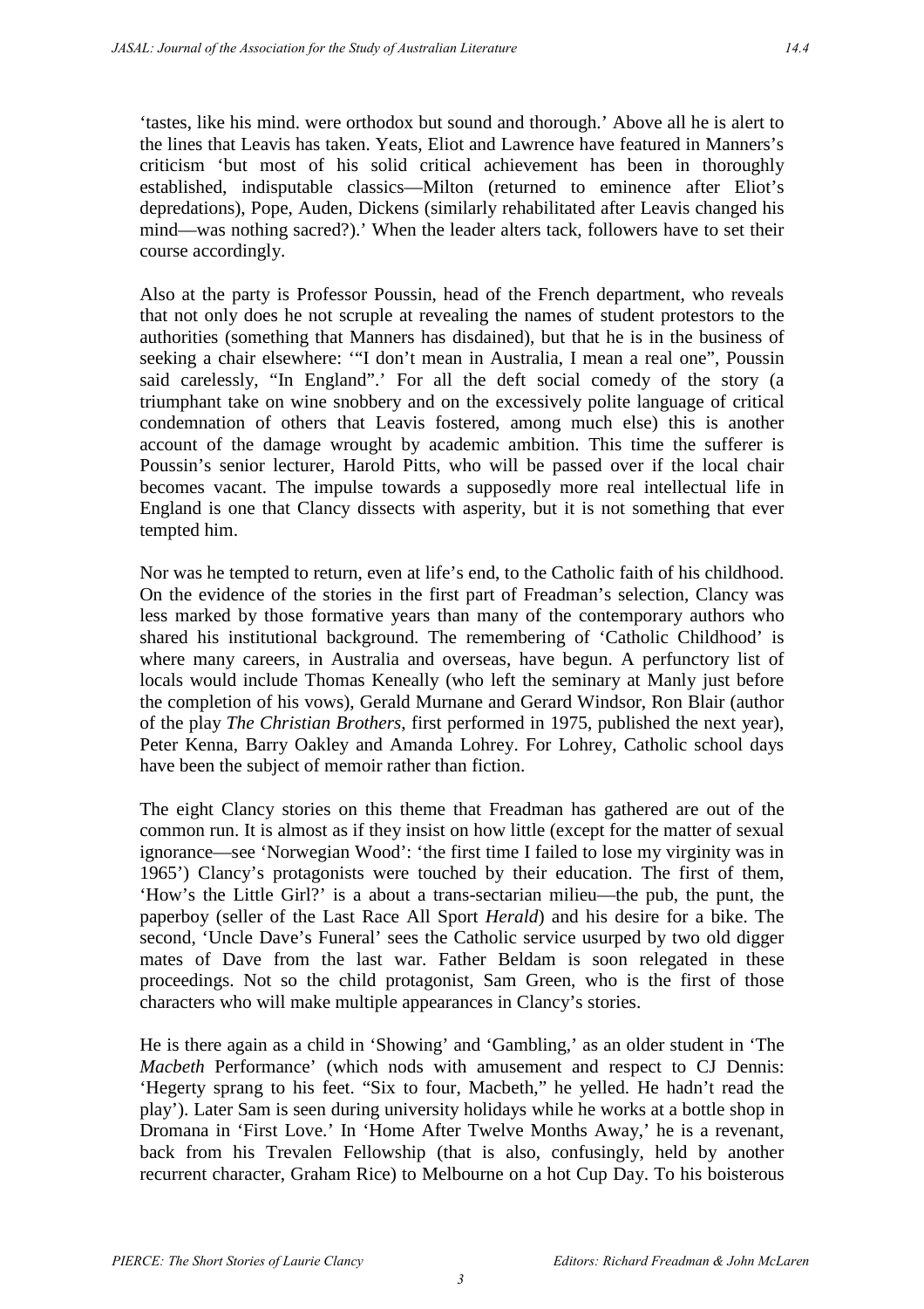'tastes, like his mind. were orthodox but sound and thorough.' Above all he is alert to the lines that Leavis has taken. Yeats, Eliot and Lawrence have featured in Manners's criticism 'but most of his solid critical achievement has been in thoroughly established, indisputable classics—Milton (returned to eminence after Eliot's depredations), Pope, Auden, Dickens (similarly rehabilitated after Leavis changed his mind—was nothing sacred?).' When the leader alters tack, followers have to set their course accordingly.

Also at the party is Professor Poussin, head of the French department, who reveals that not only does he not scruple at revealing the names of student protestors to the authorities (something that Manners has disdained), but that he is in the business of seeking a chair elsewhere: '"I don't mean in Australia, I mean a real one", Poussin said carelessly, "In England".' For all the deft social comedy of the story (a triumphant take on wine snobbery and on the excessively polite language of critical condemnation of others that Leavis fostered, among much else) this is another account of the damage wrought by academic ambition. This time the sufferer is Poussin's senior lecturer, Harold Pitts, who will be passed over if the local chair becomes vacant. The impulse towards a supposedly more real intellectual life in England is one that Clancy dissects with asperity, but it is not something that ever tempted him.

Nor was he tempted to return, even at life's end, to the Catholic faith of his childhood. On the evidence of the stories in the first part of Freadman's selection, Clancy was less marked by those formative years than many of the contemporary authors who shared his institutional background. The remembering of 'Catholic Childhood' is where many careers, in Australia and overseas, have begun. A perfunctory list of locals would include Thomas Keneally (who left the seminary at Manly just before the completion of his vows), Gerald Murnane and Gerard Windsor, Ron Blair (author of the play *The Christian Brothers*, first performed in 1975, published the next year), Peter Kenna, Barry Oakley and Amanda Lohrey. For Lohrey, Catholic school days have been the subject of memoir rather than fiction.

The eight Clancy stories on this theme that Freadman has gathered are out of the common run. It is almost as if they insist on how little (except for the matter of sexual ignorance—see 'Norwegian Wood': 'the first time I failed to lose my virginity was in 1965') Clancy's protagonists were touched by their education. The first of them, 'How's the Little Girl?' is a about a trans-sectarian milieu—the pub, the punt, the paperboy (seller of the Last Race All Sport *Herald*) and his desire for a bike. The second, 'Uncle Dave's Funeral' sees the Catholic service usurped by two old digger mates of Dave from the last war. Father Beldam is soon relegated in these proceedings. Not so the child protagonist, Sam Green, who is the first of those characters who will make multiple appearances in Clancy's stories.

He is there again as a child in 'Showing' and 'Gambling,' as an older student in 'The *Macbeth* Performance' (which nods with amusement and respect to CJ Dennis: 'Hegerty sprang to his feet. "Six to four, Macbeth," he yelled. He hadn't read the play'). Later Sam is seen during university holidays while he works at a bottle shop in Dromana in 'First Love.' In 'Home After Twelve Months Away,' he is a revenant, back from his Trevalen Fellowship (that is also, confusingly, held by another recurrent character, Graham Rice) to Melbourne on a hot Cup Day. To his boisterous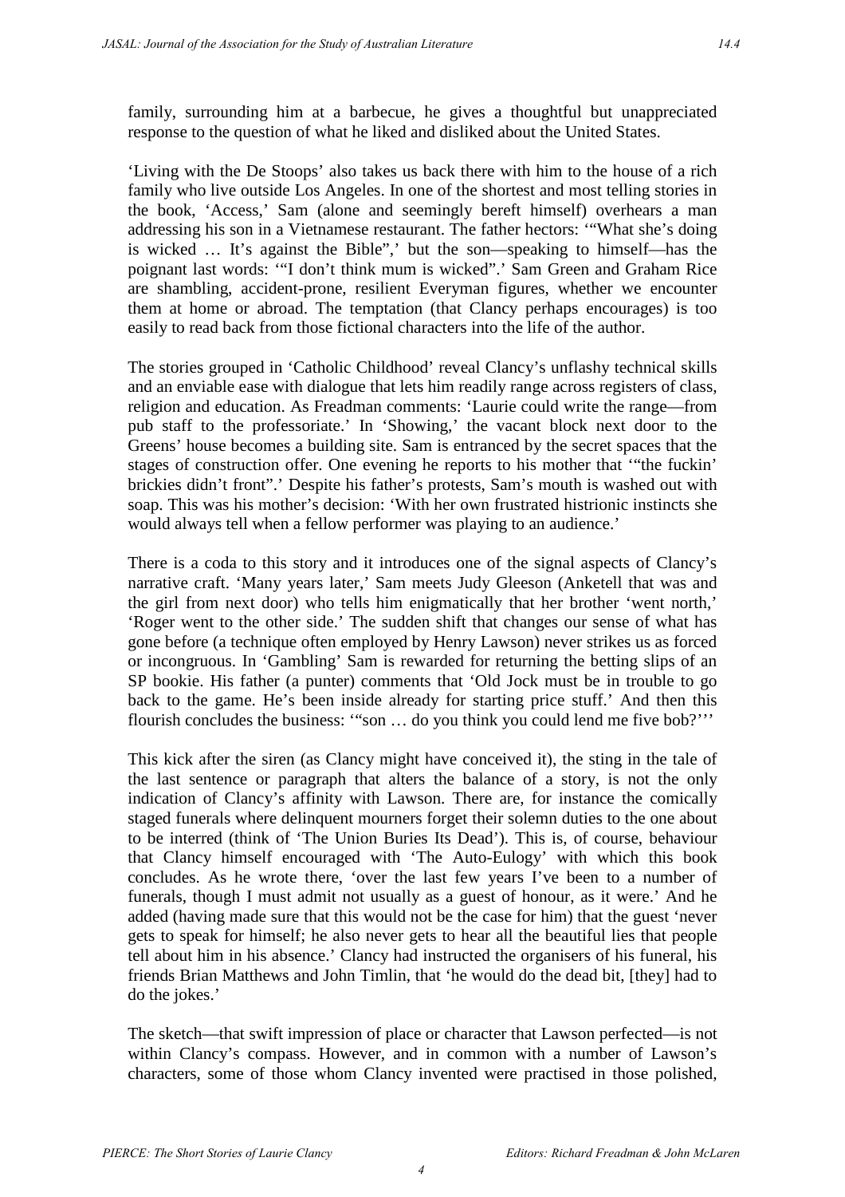family, surrounding him at a barbecue, he gives a thoughtful but unappreciated response to the question of what he liked and disliked about the United States.

'Living with the De Stoops' also takes us back there with him to the house of a rich family who live outside Los Angeles. In one of the shortest and most telling stories in the book, 'Access,' Sam (alone and seemingly bereft himself) overhears a man addressing his son in a Vietnamese restaurant. The father hectors: '"What she's doing is wicked … It's against the Bible",' but the son—speaking to himself—has the poignant last words: '"I don't think mum is wicked".' Sam Green and Graham Rice are shambling, accident-prone, resilient Everyman figures, whether we encounter them at home or abroad. The temptation (that Clancy perhaps encourages) is too easily to read back from those fictional characters into the life of the author.

The stories grouped in 'Catholic Childhood' reveal Clancy's unflashy technical skills and an enviable ease with dialogue that lets him readily range across registers of class, religion and education. As Freadman comments: 'Laurie could write the range—from pub staff to the professoriate.' In 'Showing,' the vacant block next door to the Greens' house becomes a building site. Sam is entranced by the secret spaces that the stages of construction offer. One evening he reports to his mother that '"the fuckin' brickies didn't front".' Despite his father's protests, Sam's mouth is washed out with soap. This was his mother's decision: 'With her own frustrated histrionic instincts she would always tell when a fellow performer was playing to an audience.'

There is a coda to this story and it introduces one of the signal aspects of Clancy's narrative craft. 'Many years later,' Sam meets Judy Gleeson (Anketell that was and the girl from next door) who tells him enigmatically that her brother 'went north,' 'Roger went to the other side.' The sudden shift that changes our sense of what has gone before (a technique often employed by Henry Lawson) never strikes us as forced or incongruous. In 'Gambling' Sam is rewarded for returning the betting slips of an SP bookie. His father (a punter) comments that 'Old Jock must be in trouble to go back to the game. He's been inside already for starting price stuff.' And then this flourish concludes the business: '"son … do you think you could lend me five bob?"'

This kick after the siren (as Clancy might have conceived it), the sting in the tale of the last sentence or paragraph that alters the balance of a story, is not the only indication of Clancy's affinity with Lawson. There are, for instance the comically staged funerals where delinquent mourners forget their solemn duties to the one about to be interred (think of 'The Union Buries Its Dead'). This is, of course, behaviour that Clancy himself encouraged with 'The Auto-Eulogy' with which this book concludes. As he wrote there, 'over the last few years I've been to a number of funerals, though I must admit not usually as a guest of honour, as it were.' And he added (having made sure that this would not be the case for him) that the guest 'never gets to speak for himself; he also never gets to hear all the beautiful lies that people tell about him in his absence.' Clancy had instructed the organisers of his funeral, his friends Brian Matthews and John Timlin, that 'he would do the dead bit, [they] had to do the jokes.'

The sketch—that swift impression of place or character that Lawson perfected—is not within Clancy's compass. However, and in common with a number of Lawson's characters, some of those whom Clancy invented were practised in those polished,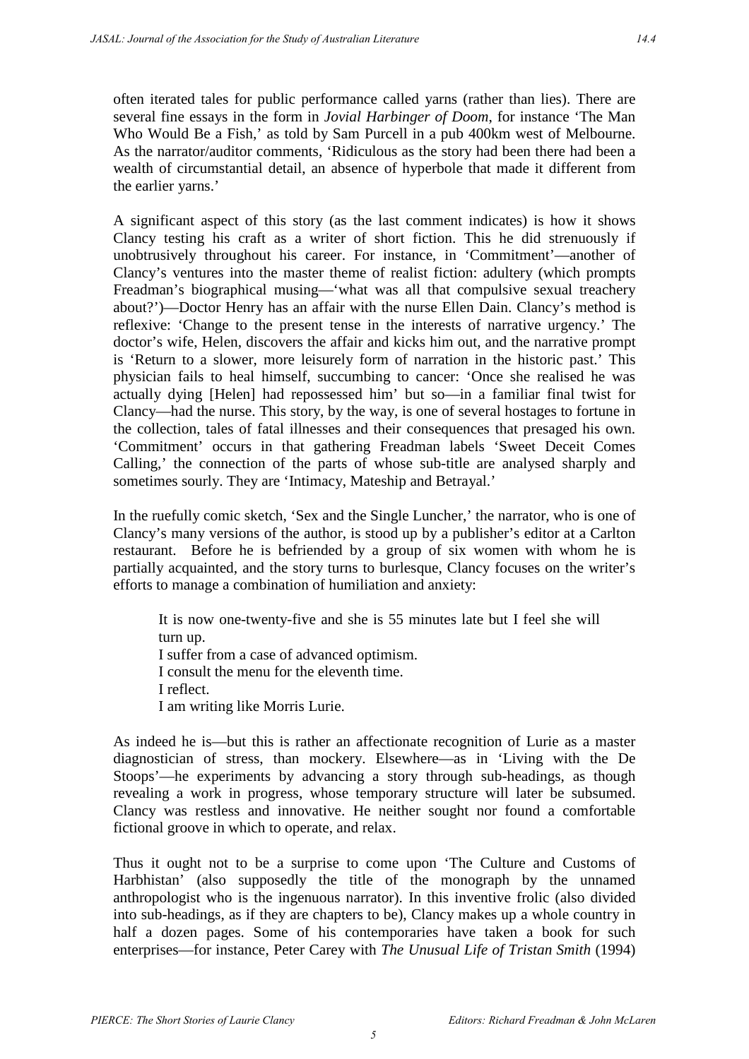often iterated tales for public performance called yarns (rather than lies). There are several fine essays in the form in *Jovial Harbinger of Doom*, for instance 'The Man Who Would Be a Fish,' as told by Sam Purcell in a pub 400km west of Melbourne. As the narrator/auditor comments, 'Ridiculous as the story had been there had been a wealth of circumstantial detail, an absence of hyperbole that made it different from the earlier yarns.'

A significant aspect of this story (as the last comment indicates) is how it shows Clancy testing his craft as a writer of short fiction. This he did strenuously if unobtrusively throughout his career. For instance, in 'Commitment'—another of Clancy's ventures into the master theme of realist fiction: adultery (which prompts Freadman's biographical musing—'what was all that compulsive sexual treachery about?')—Doctor Henry has an affair with the nurse Ellen Dain. Clancy's method is reflexive: 'Change to the present tense in the interests of narrative urgency.' The doctor's wife, Helen, discovers the affair and kicks him out, and the narrative prompt is 'Return to a slower, more leisurely form of narration in the historic past.' This physician fails to heal himself, succumbing to cancer: 'Once she realised he was actually dying [Helen] had repossessed him' but so—in a familiar final twist for Clancy—had the nurse. This story, by the way, is one of several hostages to fortune in the collection, tales of fatal illnesses and their consequences that presaged his own. 'Commitment' occurs in that gathering Freadman labels 'Sweet Deceit Comes Calling,' the connection of the parts of whose sub-title are analysed sharply and sometimes sourly. They are 'Intimacy, Mateship and Betrayal.'

In the ruefully comic sketch, 'Sex and the Single Luncher,' the narrator, who is one of Clancy's many versions of the author, is stood up by a publisher's editor at a Carlton restaurant. Before he is befriended by a group of six women with whom he is partially acquainted, and the story turns to burlesque, Clancy focuses on the writer's efforts to manage a combination of humiliation and anxiety:

> It is now one-twenty-five and she is 55 minutes late but I feel she will turn up.
> I suffer from a case of advanced optimism.
> I consult the menu for the eleventh time.
> I reflect.
> I am writing like Morris Lurie.

As indeed he is—but this is rather an affectionate recognition of Lurie as a master diagnostician of stress, than mockery. Elsewhere—as in 'Living with the De Stoops'—he experiments by advancing a story through sub-headings, as though revealing a work in progress, whose temporary structure will later be subsumed. Clancy was restless and innovative. He neither sought nor found a comfortable fictional groove in which to operate, and relax.

Thus it ought not to be a surprise to come upon 'The Culture and Customs of Harbhistan' (also supposedly the title of the monograph by the unnamed anthropologist who is the ingenuous narrator). In this inventive frolic (also divided into sub-headings, as if they are chapters to be), Clancy makes up a whole country in half a dozen pages. Some of his contemporaries have taken a book for such enterprises—for instance, Peter Carey with *The Unusual Life of Tristan Smith* (1994)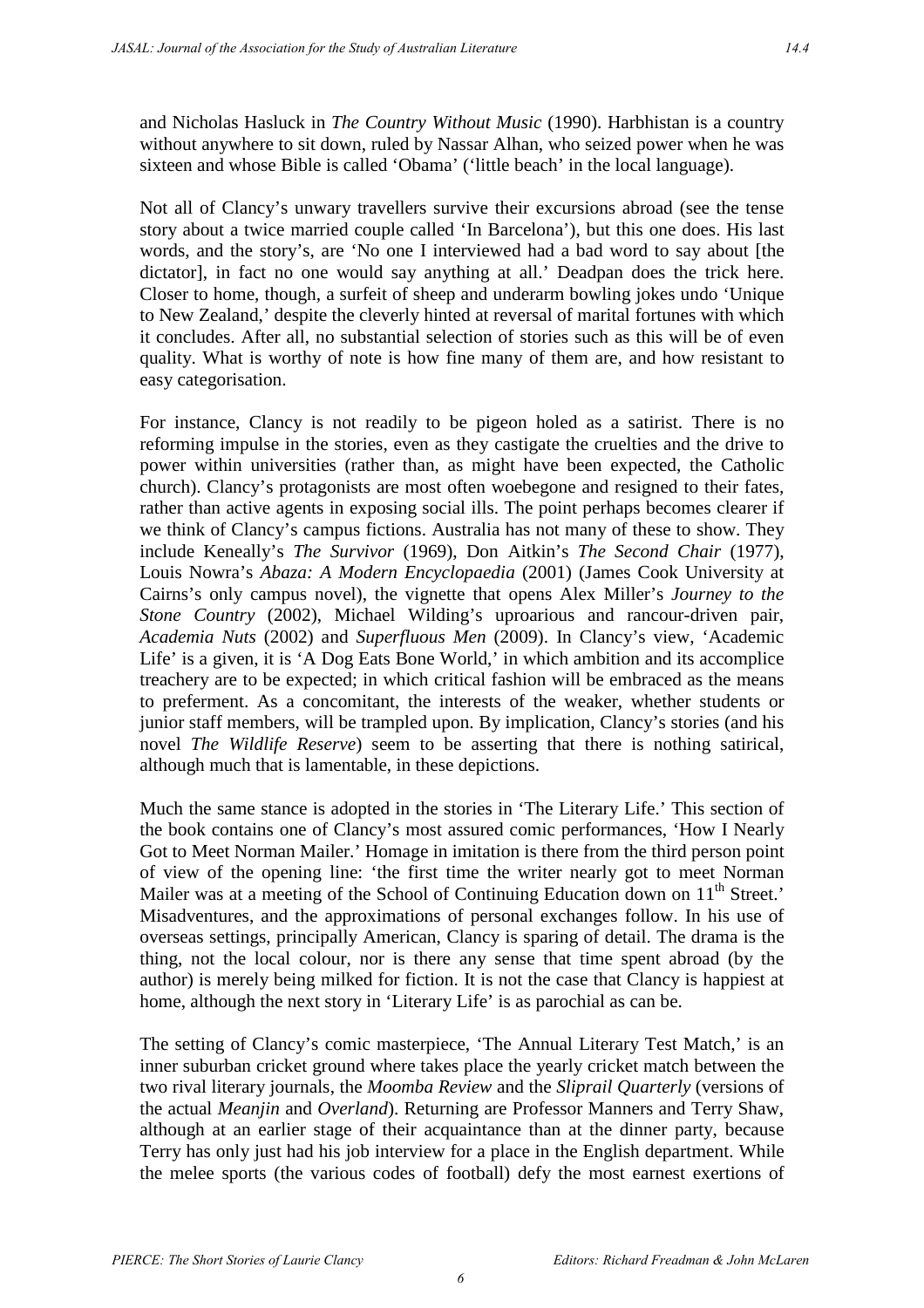and Nicholas Hasluck in *The Country Without Music* (1990). Harbhistan is a country without anywhere to sit down, ruled by Nassar Alhan, who seized power when he was sixteen and whose Bible is called 'Obama' ('little beach' in the local language).

Not all of Clancy's unwary travellers survive their excursions abroad (see the tense story about a twice married couple called 'In Barcelona'), but this one does. His last words, and the story's, are 'No one I interviewed had a bad word to say about [the dictator], in fact no one would say anything at all.' Deadpan does the trick here. Closer to home, though, a surfeit of sheep and underarm bowling jokes undo 'Unique to New Zealand,' despite the cleverly hinted at reversal of marital fortunes with which it concludes. After all, no substantial selection of stories such as this will be of even quality. What is worthy of note is how fine many of them are, and how resistant to easy categorisation.

For instance, Clancy is not readily to be pigeon holed as a satirist. There is no reforming impulse in the stories, even as they castigate the cruelties and the drive to power within universities (rather than, as might have been expected, the Catholic church). Clancy's protagonists are most often woebegone and resigned to their fates, rather than active agents in exposing social ills. The point perhaps becomes clearer if we think of Clancy's campus fictions. Australia has not many of these to show. They include Keneally's *The Survivor* (1969), Don Aitkin's *The Second Chair* (1977), Louis Nowra's *Abaza: A Modern Encyclopaedia* (2001) (James Cook University at Cairns's only campus novel), the vignette that opens Alex Miller's *Journey to the Stone Country* (2002), Michael Wilding's uproarious and rancour-driven pair, *Academia Nuts* (2002) and *Superfluous Men* (2009). In Clancy's view, 'Academic Life' is a given, it is 'A Dog Eats Bone World,' in which ambition and its accomplice treachery are to be expected; in which critical fashion will be embraced as the means to preferment. As a concomitant, the interests of the weaker, whether students or junior staff members, will be trampled upon. By implication, Clancy's stories (and his novel *The Wildlife Reserve*) seem to be asserting that there is nothing satirical, although much that is lamentable, in these depictions.

Much the same stance is adopted in the stories in 'The Literary Life.' This section of the book contains one of Clancy's most assured comic performances, 'How I Nearly Got to Meet Norman Mailer.' Homage in imitation is there from the third person point of view of the opening line: 'the first time the writer nearly got to meet Norman Mailer was at a meeting of the School of Continuing Education down on 11th Street.' Misadventures, and the approximations of personal exchanges follow. In his use of overseas settings, principally American, Clancy is sparing of detail. The drama is the thing, not the local colour, nor is there any sense that time spent abroad (by the author) is merely being milked for fiction. It is not the case that Clancy is happiest at home, although the next story in 'Literary Life' is as parochial as can be.

The setting of Clancy's comic masterpiece, 'The Annual Literary Test Match,' is an inner suburban cricket ground where takes place the yearly cricket match between the two rival literary journals, the *Moomba Review* and the *Sliprail Quarterly* (versions of the actual *Meanjin* and *Overland*). Returning are Professor Manners and Terry Shaw, although at an earlier stage of their acquaintance than at the dinner party, because Terry has only just had his job interview for a place in the English department. While the melee sports (the various codes of football) defy the most earnest exertions of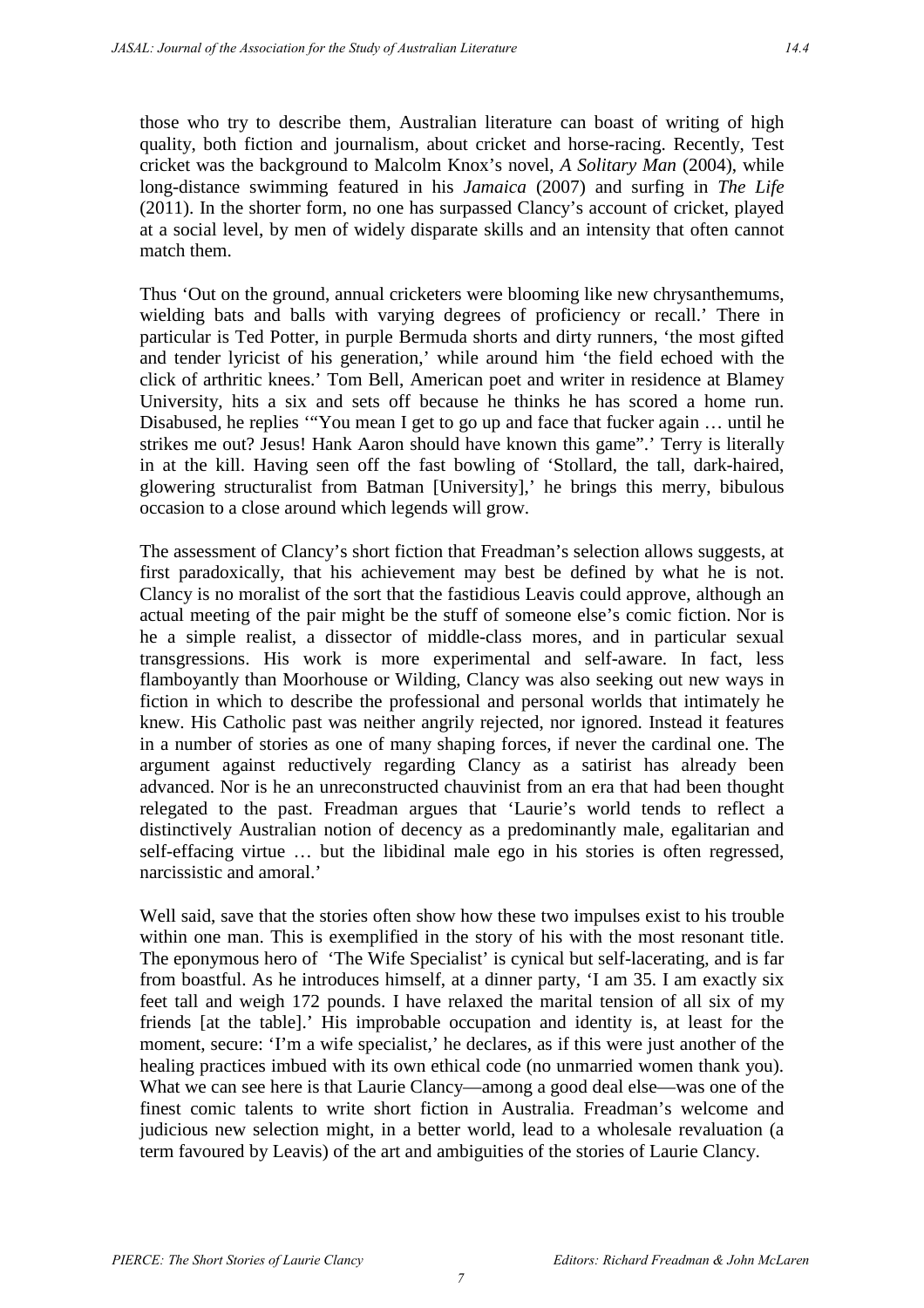those who try to describe them, Australian literature can boast of writing of high quality, both fiction and journalism, about cricket and horse-racing. Recently, Test cricket was the background to Malcolm Knox's novel, *A Solitary Man* (2004), while long-distance swimming featured in his *Jamaica* (2007) and surfing in *The Life* (2011). In the shorter form, no one has surpassed Clancy's account of cricket, played at a social level, by men of widely disparate skills and an intensity that often cannot match them.

Thus 'Out on the ground, annual cricketers were blooming like new chrysanthemums, wielding bats and balls with varying degrees of proficiency or recall.' There in particular is Ted Potter, in purple Bermuda shorts and dirty runners, 'the most gifted and tender lyricist of his generation,' while around him 'the field echoed with the click of arthritic knees.' Tom Bell, American poet and writer in residence at Blamey University, hits a six and sets off because he thinks he has scored a home run. Disabused, he replies '"You mean I get to go up and face that fucker again … until he strikes me out? Jesus! Hank Aaron should have known this game".' Terry is literally in at the kill. Having seen off the fast bowling of 'Stollard, the tall, dark-haired, glowering structuralist from Batman [University],' he brings this merry, bibulous occasion to a close around which legends will grow.

The assessment of Clancy's short fiction that Freadman's selection allows suggests, at first paradoxically, that his achievement may best be defined by what he is not. Clancy is no moralist of the sort that the fastidious Leavis could approve, although an actual meeting of the pair might be the stuff of someone else's comic fiction. Nor is he a simple realist, a dissector of middle-class mores, and in particular sexual transgressions. His work is more experimental and self-aware. In fact, less flamboyantly than Moorhouse or Wilding, Clancy was also seeking out new ways in fiction in which to describe the professional and personal worlds that intimately he knew. His Catholic past was neither angrily rejected, nor ignored. Instead it features in a number of stories as one of many shaping forces, if never the cardinal one. The argument against reductively regarding Clancy as a satirist has already been advanced. Nor is he an unreconstructed chauvinist from an era that had been thought relegated to the past. Freadman argues that 'Laurie's world tends to reflect a distinctively Australian notion of decency as a predominantly male, egalitarian and self-effacing virtue … but the libidinal male ego in his stories is often regressed, narcissistic and amoral.'

Well said, save that the stories often show how these two impulses exist to his trouble within one man. This is exemplified in the story of his with the most resonant title. The eponymous hero of 'The Wife Specialist' is cynical but self-lacerating, and is far from boastful. As he introduces himself, at a dinner party, 'I am 35. I am exactly six feet tall and weigh 172 pounds. I have relaxed the marital tension of all six of my friends [at the table].' His improbable occupation and identity is, at least for the moment, secure: 'I'm a wife specialist,' he declares, as if this were just another of the healing practices imbued with its own ethical code (no unmarried women thank you). What we can see here is that Laurie Clancy—among a good deal else—was one of the finest comic talents to write short fiction in Australia. Freadman's welcome and judicious new selection might, in a better world, lead to a wholesale revaluation (a term favoured by Leavis) of the art and ambiguities of the stories of Laurie Clancy.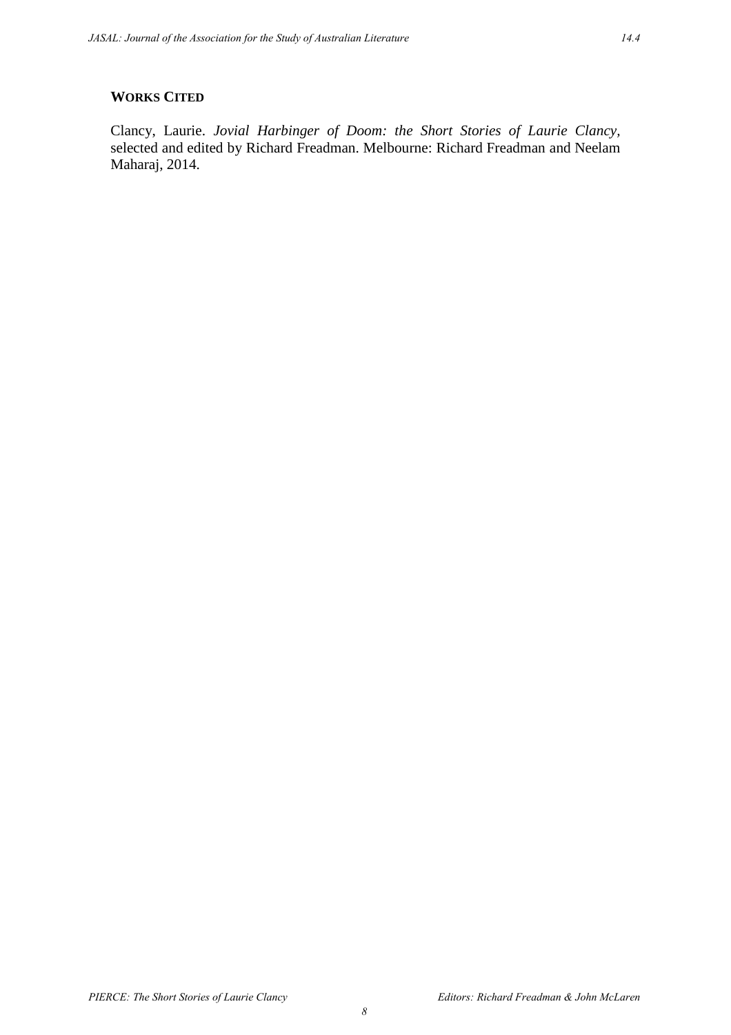## WORKS CITED

Clancy, Laurie. *Jovial Harbinger of Doom: the Short Stories of Laurie Clancy*, selected and edited by Richard Freadman. Melbourne: Richard Freadman and Neelam Maharaj, 2014.